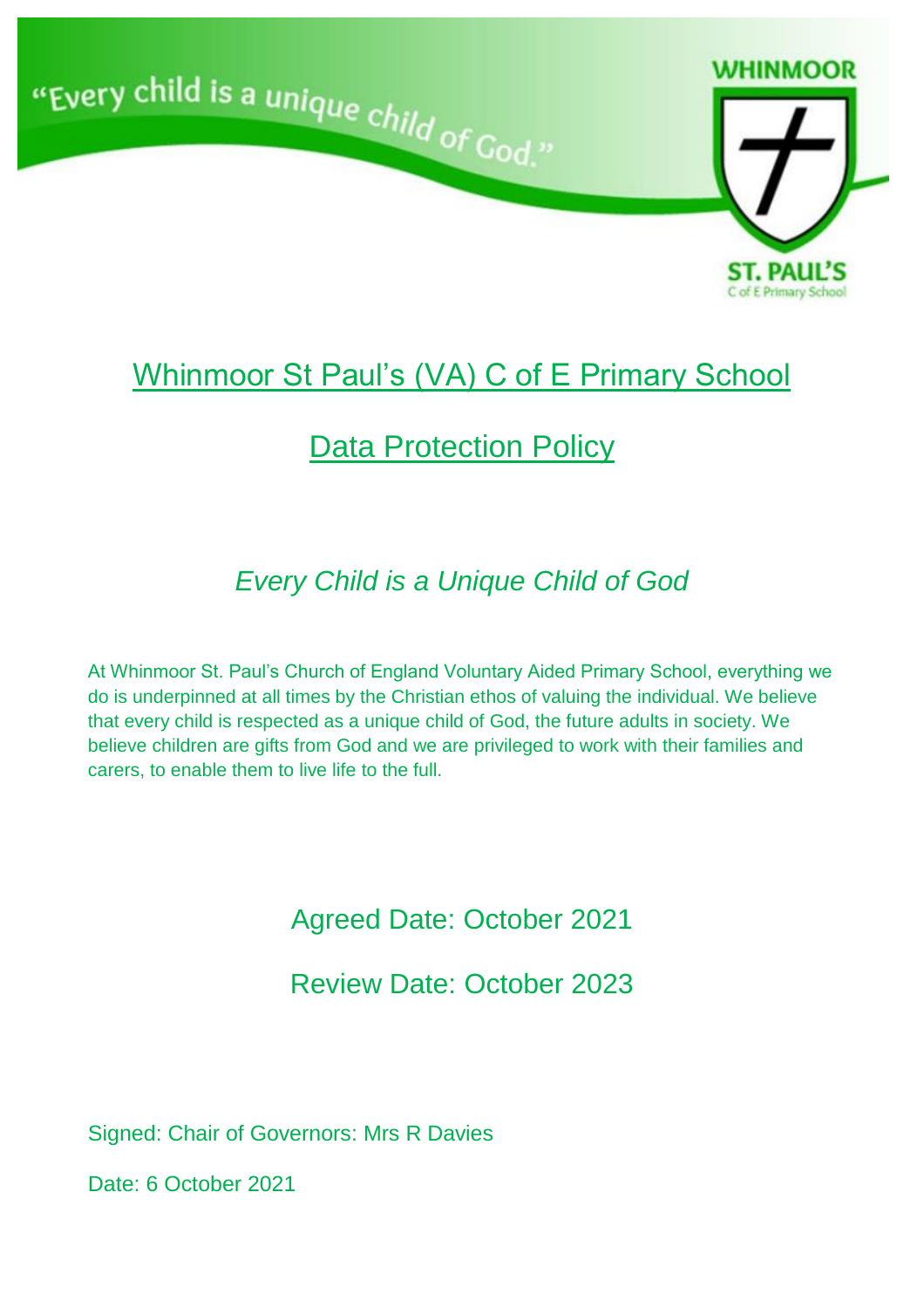"Every child is a unique child of God."

WHINMOOR

ST. PAUL'S
C of E Primary School

# Whinmoor St Paul's (VA) C of E Primary School

# Data Protection Policy

*Every Child is a Unique Child of God*

At Whinmoor St. Paul's Church of England Voluntary Aided Primary School, everything we do is underpinned at all times by the Christian ethos of valuing the individual. We believe that every child is respected as a unique child of God, the future adults in society. We believe children are gifts from God and we are privileged to work with their families and carers, to enable them to live life to the full.

Agreed Date: October 2021

Review Date: October 2023

Signed: Chair of Governors: Mrs R Davies

Date: 6 October 2021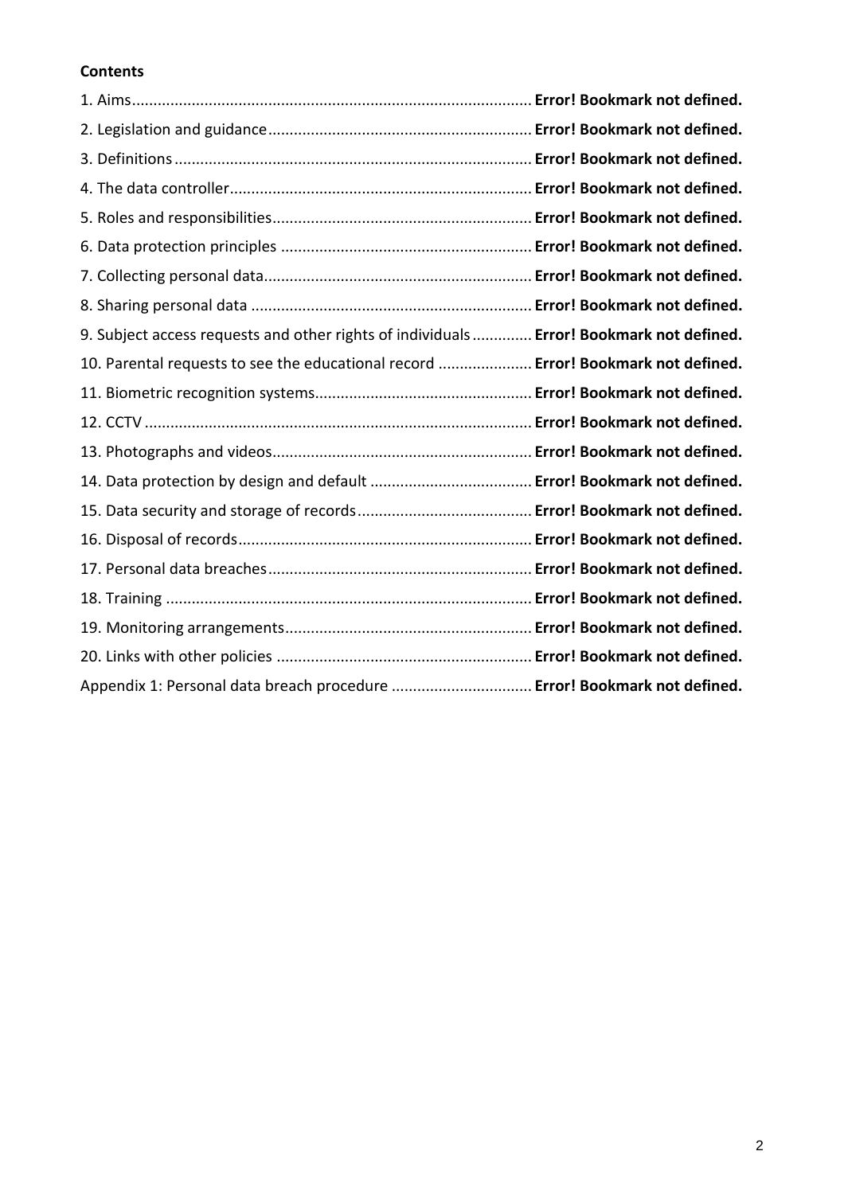**Contents**

1. Aims............................................................................................ **Error! Bookmark not defined.**
2. Legislation and guidance............................................................. **Error! Bookmark not defined.**
3. Definitions.................................................................................. **Error! Bookmark not defined.**
4. The data controller...................................................................... **Error! Bookmark not defined.**
5. Roles and responsibilities............................................................ **Error! Bookmark not defined.**
6. Data protection principles .......................................................... **Error! Bookmark not defined.**
7. Collecting personal data.............................................................. **Error! Bookmark not defined.**
8. Sharing personal data ................................................................. **Error! Bookmark not defined.**
9. Subject access requests and other rights of individuals............. **Error! Bookmark not defined.**
10. Parental requests to see the educational record ..................... **Error! Bookmark not defined.**
11. Biometric recognition systems.................................................. **Error! Bookmark not defined.**
12. CCTV ......................................................................................... **Error! Bookmark not defined.**
13. Photographs and videos............................................................ **Error! Bookmark not defined.**
14. Data protection by design and default ..................................... **Error! Bookmark not defined.**
15. Data security and storage of records........................................ **Error! Bookmark not defined.**
16. Disposal of records.................................................................... **Error! Bookmark not defined.**
17. Personal data breaches............................................................. **Error! Bookmark not defined.**
18. Training .................................................................................... **Error! Bookmark not defined.**
19. Monitoring arrangements......................................................... **Error! Bookmark not defined.**
20. Links with other policies .......................................................... **Error! Bookmark not defined.**

Appendix 1: Personal data breach procedure ................................ **Error! Bookmark not defined.**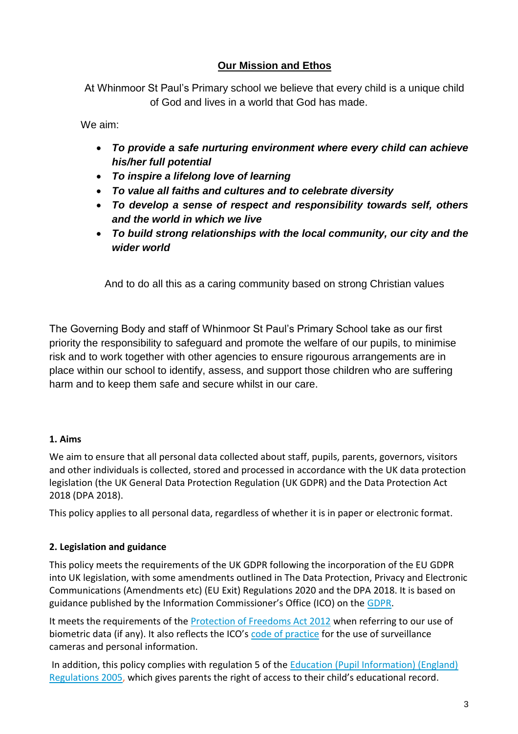## <u>Our Mission and Ethos</u>

At Whinmoor St Paul's Primary school we believe that every child is a unique child of God and lives in a world that God has made.

We aim:

- ***To provide a safe nurturing environment where every child can achieve his/her full potential***
- ***To inspire a lifelong love of learning***
- ***To value all faiths and cultures and to celebrate diversity***
- ***To develop a sense of respect and responsibility towards self, others and the world in which we live***
- ***To build strong relationships with the local community, our city and the wider world***

And to do all this as a caring community based on strong Christian values

The Governing Body and staff of Whinmoor St Paul's Primary School take as our first priority the responsibility to safeguard and promote the welfare of our pupils, to minimise risk and to work together with other agencies to ensure rigourous arrangements are in place within our school to identify, assess, and support those children who are suffering harm and to keep them safe and secure whilst in our care.

### 1. Aims

We aim to ensure that all personal data collected about staff, pupils, parents, governors, visitors and other individuals is collected, stored and processed in accordance with the UK data protection legislation (the UK General Data Protection Regulation (UK GDPR) and the Data Protection Act 2018 (DPA 2018).

This policy applies to all personal data, regardless of whether it is in paper or electronic format.

### 2. Legislation and guidance

This policy meets the requirements of the UK GDPR following the incorporation of the EU GDPR into UK legislation, with some amendments outlined in The Data Protection, Privacy and Electronic Communications (Amendments etc) (EU Exit) Regulations 2020 and the DPA 2018. It is based on guidance published by the Information Commissioner's Office (ICO) on the GDPR.

It meets the requirements of the Protection of Freedoms Act 2012 when referring to our use of biometric data (if any). It also reflects the ICO's code of practice for the use of surveillance cameras and personal information.

In addition, this policy complies with regulation 5 of the Education (Pupil Information) (England) Regulations 2005, which gives parents the right of access to their child's educational record.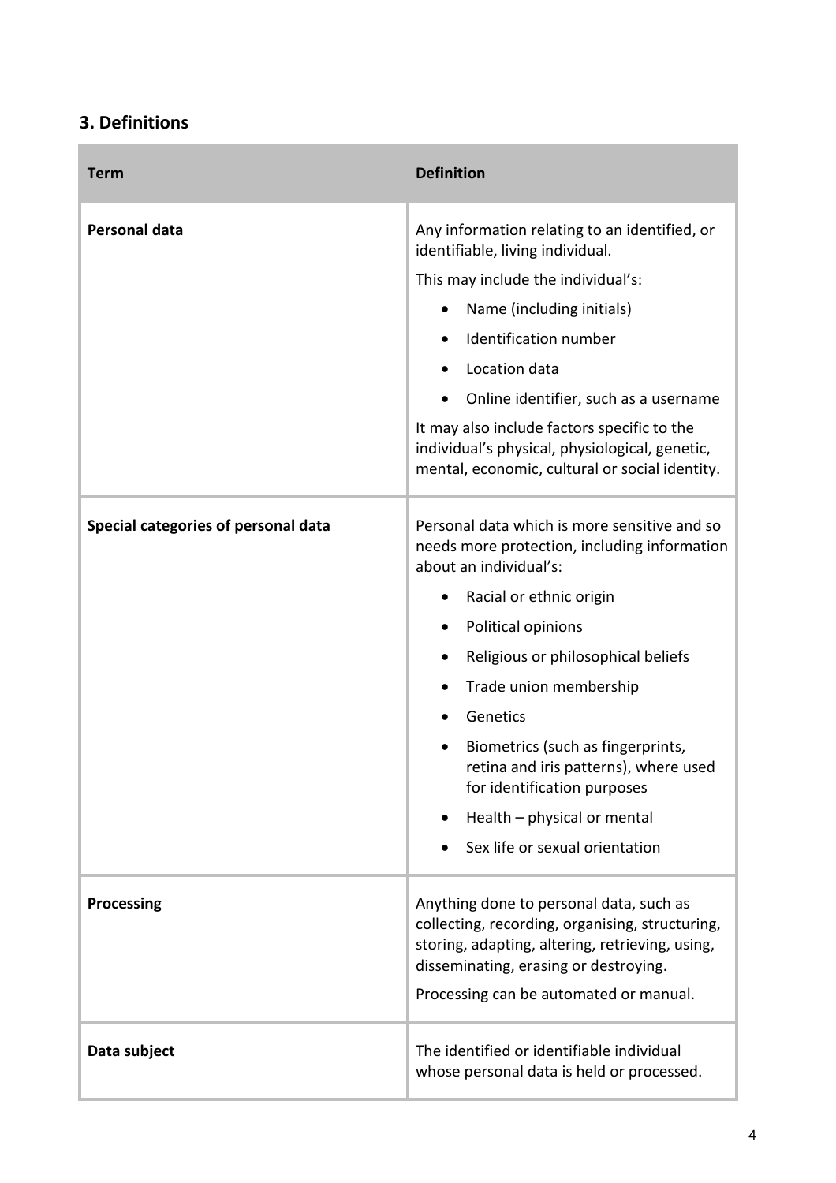## 3. Definitions

| Term | Definition |
| --- | --- |
| **Personal data** | Any information relating to an identified, or identifiable, living individual.<br>This may include the individual's:<br>• Name (including initials)<br>• Identification number<br>• Location data<br>• Online identifier, such as a username<br>It may also include factors specific to the individual's physical, physiological, genetic, mental, economic, cultural or social identity. |
| **Special categories of personal data** | Personal data which is more sensitive and so needs more protection, including information about an individual's:<br>• Racial or ethnic origin<br>• Political opinions<br>• Religious or philosophical beliefs<br>• Trade union membership<br>• Genetics<br>• Biometrics (such as fingerprints, retina and iris patterns), where used for identification purposes<br>• Health – physical or mental<br>• Sex life or sexual orientation |
| **Processing** | Anything done to personal data, such as collecting, recording, organising, structuring, storing, adapting, altering, retrieving, using, disseminating, erasing or destroying.<br>Processing can be automated or manual. |
| **Data subject** | The identified or identifiable individual whose personal data is held or processed. |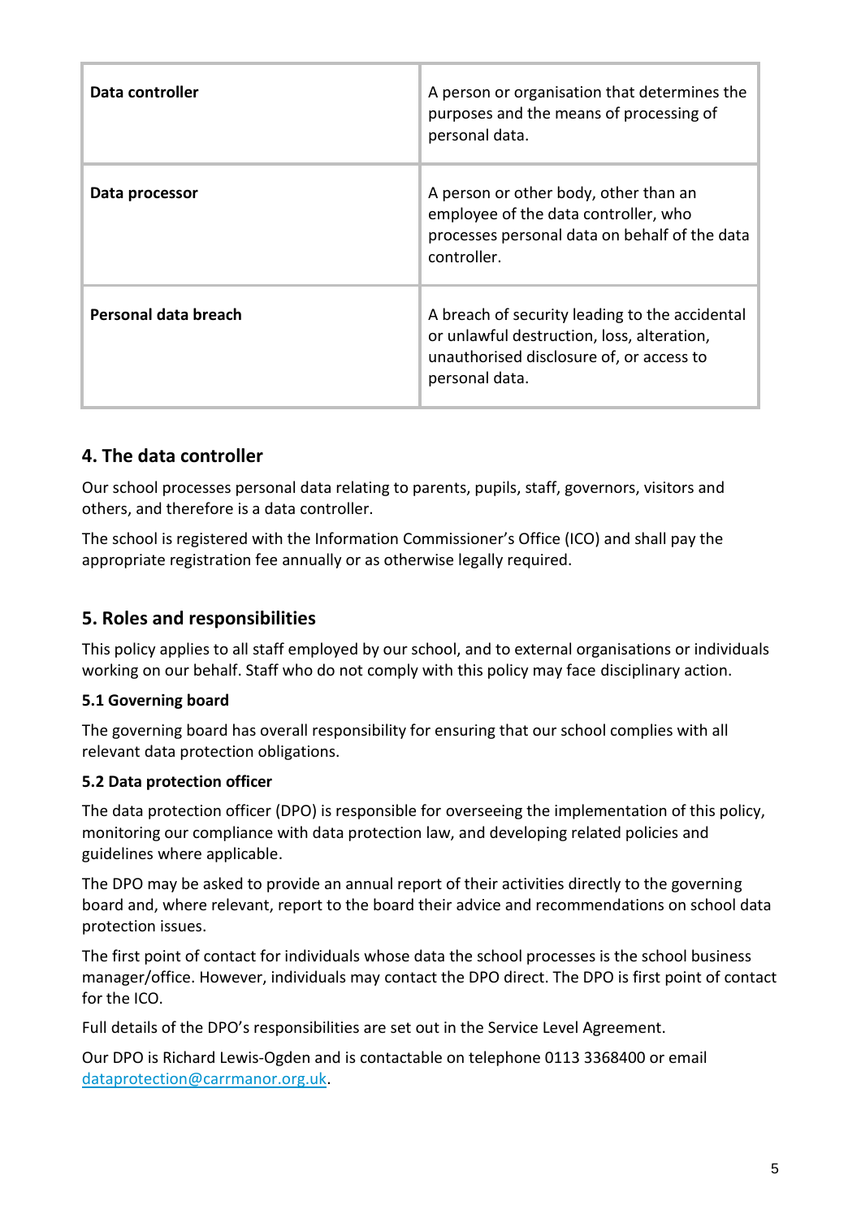| | |
|---|---|
| **Data controller** | A person or organisation that determines the purposes and the means of processing of personal data. |
| **Data processor** | A person or other body, other than an employee of the data controller, who processes personal data on behalf of the data controller. |
| **Personal data breach** | A breach of security leading to the accidental or unlawful destruction, loss, alteration, unauthorised disclosure of, or access to personal data. |

## 4. The data controller

Our school processes personal data relating to parents, pupils, staff, governors, visitors and others, and therefore is a data controller.

The school is registered with the Information Commissioner's Office (ICO) and shall pay the appropriate registration fee annually or as otherwise legally required.

## 5. Roles and responsibilities

This policy applies to all staff employed by our school, and to external organisations or individuals working on our behalf. Staff who do not comply with this policy may face disciplinary action.

### 5.1 Governing board

The governing board has overall responsibility for ensuring that our school complies with all relevant data protection obligations.

### 5.2 Data protection officer

The data protection officer (DPO) is responsible for overseeing the implementation of this policy, monitoring our compliance with data protection law, and developing related policies and guidelines where applicable.

The DPO may be asked to provide an annual report of their activities directly to the governing board and, where relevant, report to the board their advice and recommendations on school data protection issues.

The first point of contact for individuals whose data the school processes is the school business manager/office. However, individuals may contact the DPO direct. The DPO is first point of contact for the ICO.

Full details of the DPO's responsibilities are set out in the Service Level Agreement.

Our DPO is Richard Lewis-Ogden and is contactable on telephone 0113 3368400 or email [dataprotection@carrmanor.org.uk](mailto:dataprotection@carrmanor.org.uk).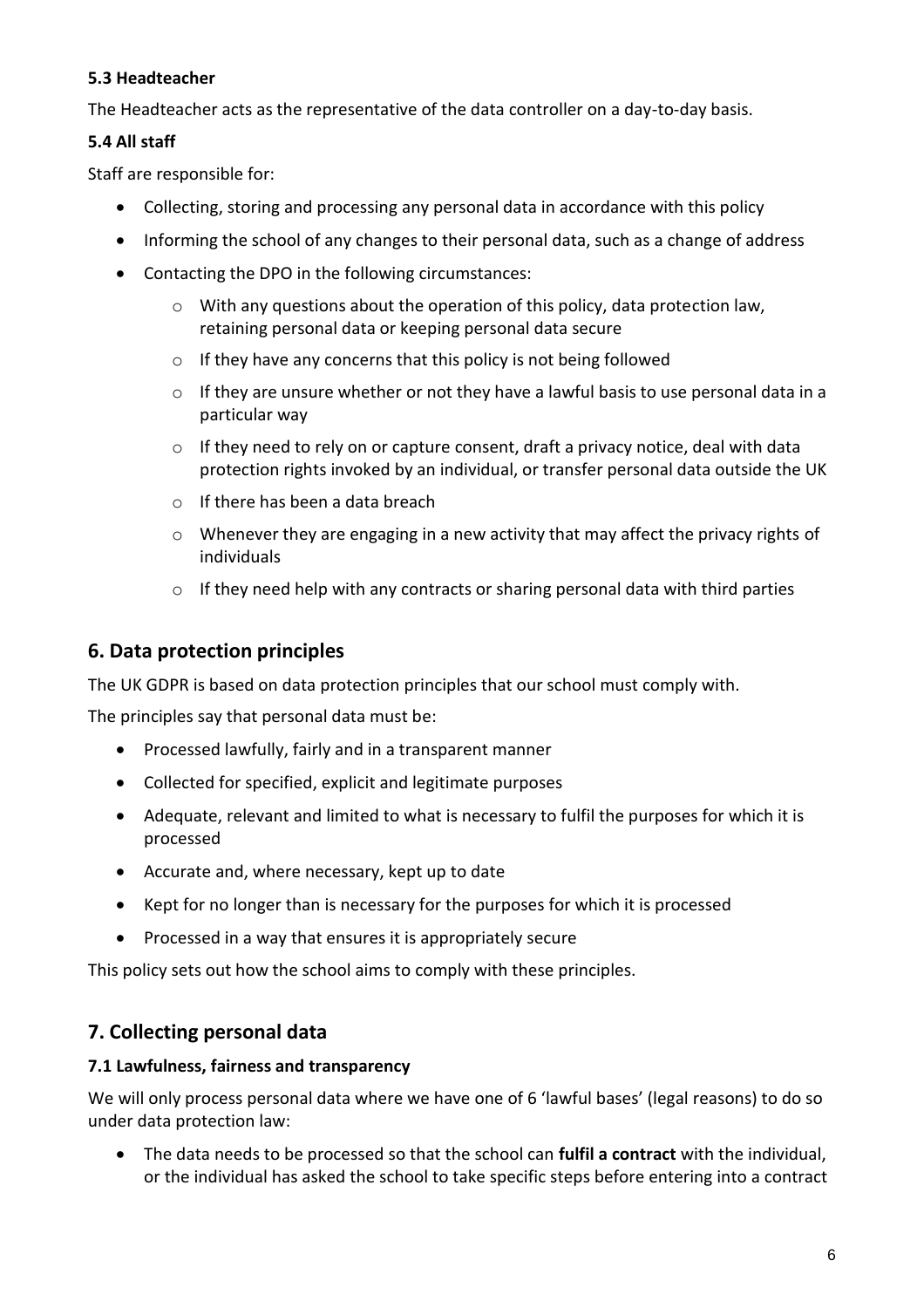### 5.3 Headteacher

The Headteacher acts as the representative of the data controller on a day-to-day basis.

### 5.4 All staff

Staff are responsible for:

- Collecting, storing and processing any personal data in accordance with this policy
- Informing the school of any changes to their personal data, such as a change of address
- Contacting the DPO in the following circumstances:
  - With any questions about the operation of this policy, data protection law, retaining personal data or keeping personal data secure
  - If they have any concerns that this policy is not being followed
  - If they are unsure whether or not they have a lawful basis to use personal data in a particular way
  - If they need to rely on or capture consent, draft a privacy notice, deal with data protection rights invoked by an individual, or transfer personal data outside the UK
  - If there has been a data breach
  - Whenever they are engaging in a new activity that may affect the privacy rights of individuals
  - If they need help with any contracts or sharing personal data with third parties

## 6. Data protection principles

The UK GDPR is based on data protection principles that our school must comply with.

The principles say that personal data must be:

- Processed lawfully, fairly and in a transparent manner
- Collected for specified, explicit and legitimate purposes
- Adequate, relevant and limited to what is necessary to fulfil the purposes for which it is processed
- Accurate and, where necessary, kept up to date
- Kept for no longer than is necessary for the purposes for which it is processed
- Processed in a way that ensures it is appropriately secure

This policy sets out how the school aims to comply with these principles.

## 7. Collecting personal data

### 7.1 Lawfulness, fairness and transparency

We will only process personal data where we have one of 6 'lawful bases' (legal reasons) to do so under data protection law:

- The data needs to be processed so that the school can **fulfil a contract** with the individual, or the individual has asked the school to take specific steps before entering into a contract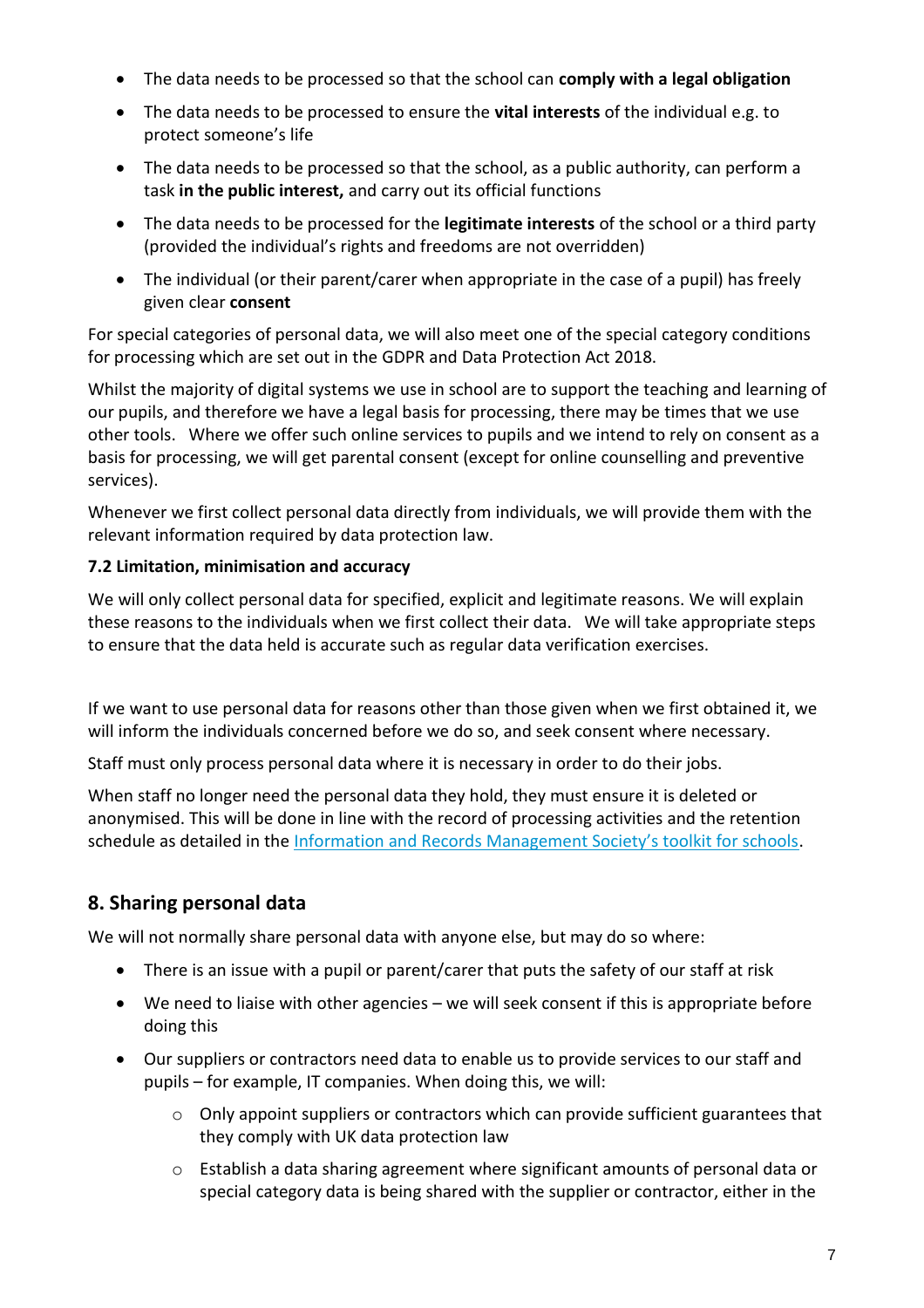- The data needs to be processed so that the school can **comply with a legal obligation**
- The data needs to be processed to ensure the **vital interests** of the individual e.g. to protect someone's life
- The data needs to be processed so that the school, as a public authority, can perform a task **in the public interest,** and carry out its official functions
- The data needs to be processed for the **legitimate interests** of the school or a third party (provided the individual's rights and freedoms are not overridden)
- The individual (or their parent/carer when appropriate in the case of a pupil) has freely given clear **consent**

For special categories of personal data, we will also meet one of the special category conditions for processing which are set out in the GDPR and Data Protection Act 2018.

Whilst the majority of digital systems we use in school are to support the teaching and learning of our pupils, and therefore we have a legal basis for processing, there may be times that we use other tools. Where we offer such online services to pupils and we intend to rely on consent as a basis for processing, we will get parental consent (except for online counselling and preventive services).

Whenever we first collect personal data directly from individuals, we will provide them with the relevant information required by data protection law.

**7.2 Limitation, minimisation and accuracy**

We will only collect personal data for specified, explicit and legitimate reasons. We will explain these reasons to the individuals when we first collect their data. We will take appropriate steps to ensure that the data held is accurate such as regular data verification exercises.

If we want to use personal data for reasons other than those given when we first obtained it, we will inform the individuals concerned before we do so, and seek consent where necessary.

Staff must only process personal data where it is necessary in order to do their jobs.

When staff no longer need the personal data they hold, they must ensure it is deleted or anonymised. This will be done in line with the record of processing activities and the retention schedule as detailed in the [Information and Records Management Society's toolkit for schools](Information and Records Management Society's toolkit for schools).

## 8. Sharing personal data

We will not normally share personal data with anyone else, but may do so where:

- There is an issue with a pupil or parent/carer that puts the safety of our staff at risk
- We need to liaise with other agencies – we will seek consent if this is appropriate before doing this
- Our suppliers or contractors need data to enable us to provide services to our staff and pupils – for example, IT companies. When doing this, we will:
  - Only appoint suppliers or contractors which can provide sufficient guarantees that they comply with UK data protection law
  - Establish a data sharing agreement where significant amounts of personal data or special category data is being shared with the supplier or contractor, either in the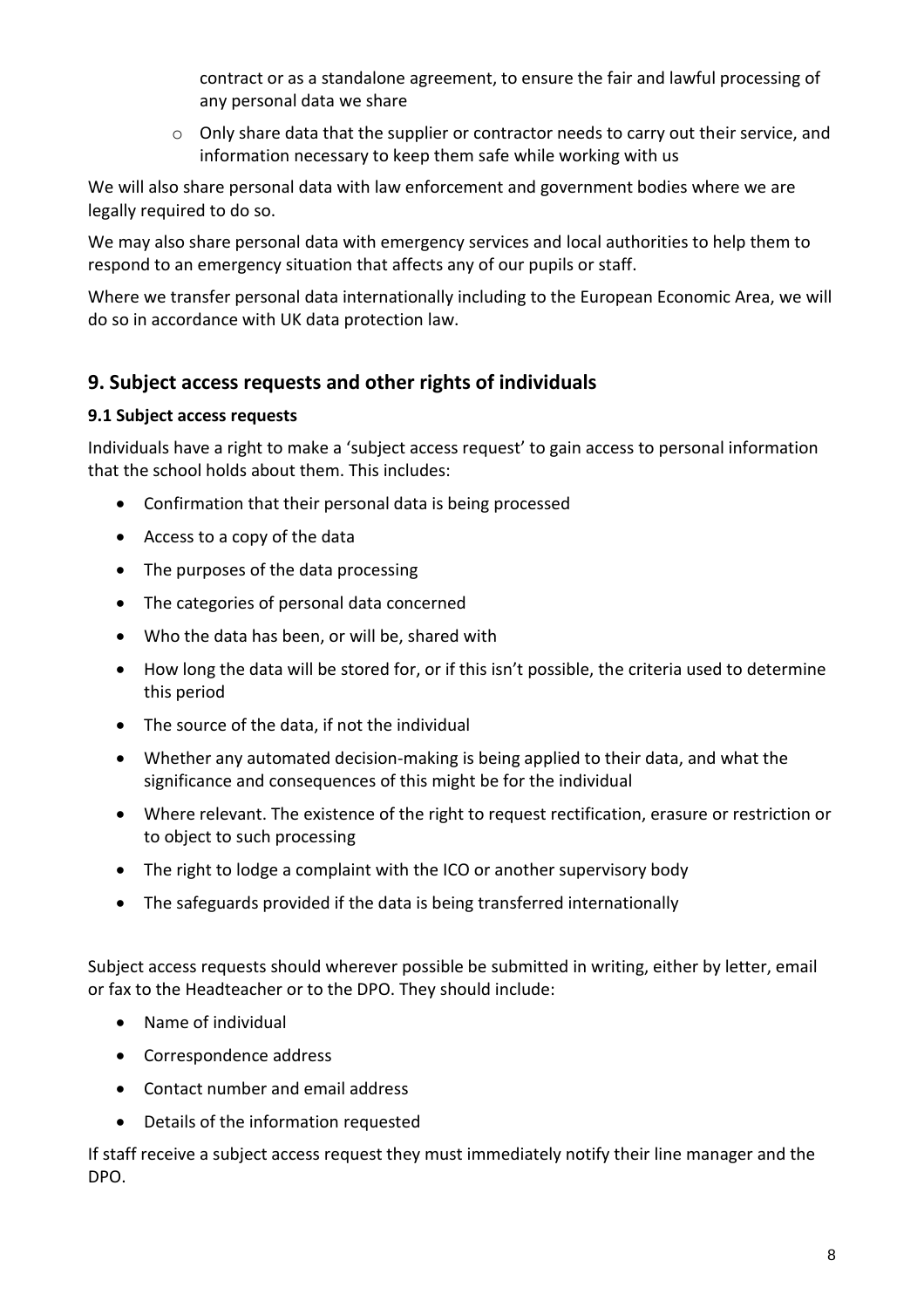contract or as a standalone agreement, to ensure the fair and lawful processing of any personal data we share

   - Only share data that the supplier or contractor needs to carry out their service, and information necessary to keep them safe while working with us

We will also share personal data with law enforcement and government bodies where we are legally required to do so.

We may also share personal data with emergency services and local authorities to help them to respond to an emergency situation that affects any of our pupils or staff.

Where we transfer personal data internationally including to the European Economic Area, we will do so in accordance with UK data protection law.

## 9. Subject access requests and other rights of individuals

### 9.1 Subject access requests

Individuals have a right to make a 'subject access request' to gain access to personal information that the school holds about them. This includes:

- Confirmation that their personal data is being processed
- Access to a copy of the data
- The purposes of the data processing
- The categories of personal data concerned
- Who the data has been, or will be, shared with
- How long the data will be stored for, or if this isn't possible, the criteria used to determine this period
- The source of the data, if not the individual
- Whether any automated decision-making is being applied to their data, and what the significance and consequences of this might be for the individual
- Where relevant. The existence of the right to request rectification, erasure or restriction or to object to such processing
- The right to lodge a complaint with the ICO or another supervisory body
- The safeguards provided if the data is being transferred internationally

Subject access requests should wherever possible be submitted in writing, either by letter, email or fax to the Headteacher or to the DPO. They should include:

- Name of individual
- Correspondence address
- Contact number and email address
- Details of the information requested

If staff receive a subject access request they must immediately notify their line manager and the DPO.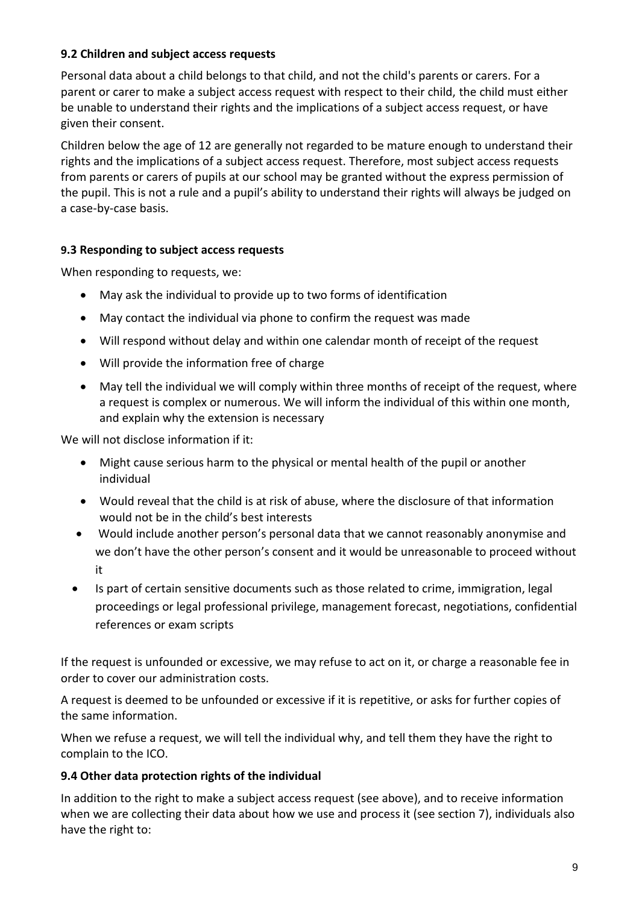### 9.2 Children and subject access requests

Personal data about a child belongs to that child, and not the child's parents or carers. For a parent or carer to make a subject access request with respect to their child, the child must either be unable to understand their rights and the implications of a subject access request, or have given their consent.

Children below the age of 12 are generally not regarded to be mature enough to understand their rights and the implications of a subject access request. Therefore, most subject access requests from parents or carers of pupils at our school may be granted without the express permission of the pupil. This is not a rule and a pupil's ability to understand their rights will always be judged on a case-by-case basis.

### 9.3 Responding to subject access requests

When responding to requests, we:

- May ask the individual to provide up to two forms of identification
- May contact the individual via phone to confirm the request was made
- Will respond without delay and within one calendar month of receipt of the request
- Will provide the information free of charge
- May tell the individual we will comply within three months of receipt of the request, where a request is complex or numerous. We will inform the individual of this within one month, and explain why the extension is necessary

We will not disclose information if it:

- Might cause serious harm to the physical or mental health of the pupil or another individual
- Would reveal that the child is at risk of abuse, where the disclosure of that information would not be in the child's best interests
- Would include another person's personal data that we cannot reasonably anonymise and we don't have the other person's consent and it would be unreasonable to proceed without it
- Is part of certain sensitive documents such as those related to crime, immigration, legal proceedings or legal professional privilege, management forecast, negotiations, confidential references or exam scripts

If the request is unfounded or excessive, we may refuse to act on it, or charge a reasonable fee in order to cover our administration costs.

A request is deemed to be unfounded or excessive if it is repetitive, or asks for further copies of the same information.

When we refuse a request, we will tell the individual why, and tell them they have the right to complain to the ICO.

### 9.4 Other data protection rights of the individual

In addition to the right to make a subject access request (see above), and to receive information when we are collecting their data about how we use and process it (see section 7), individuals also have the right to: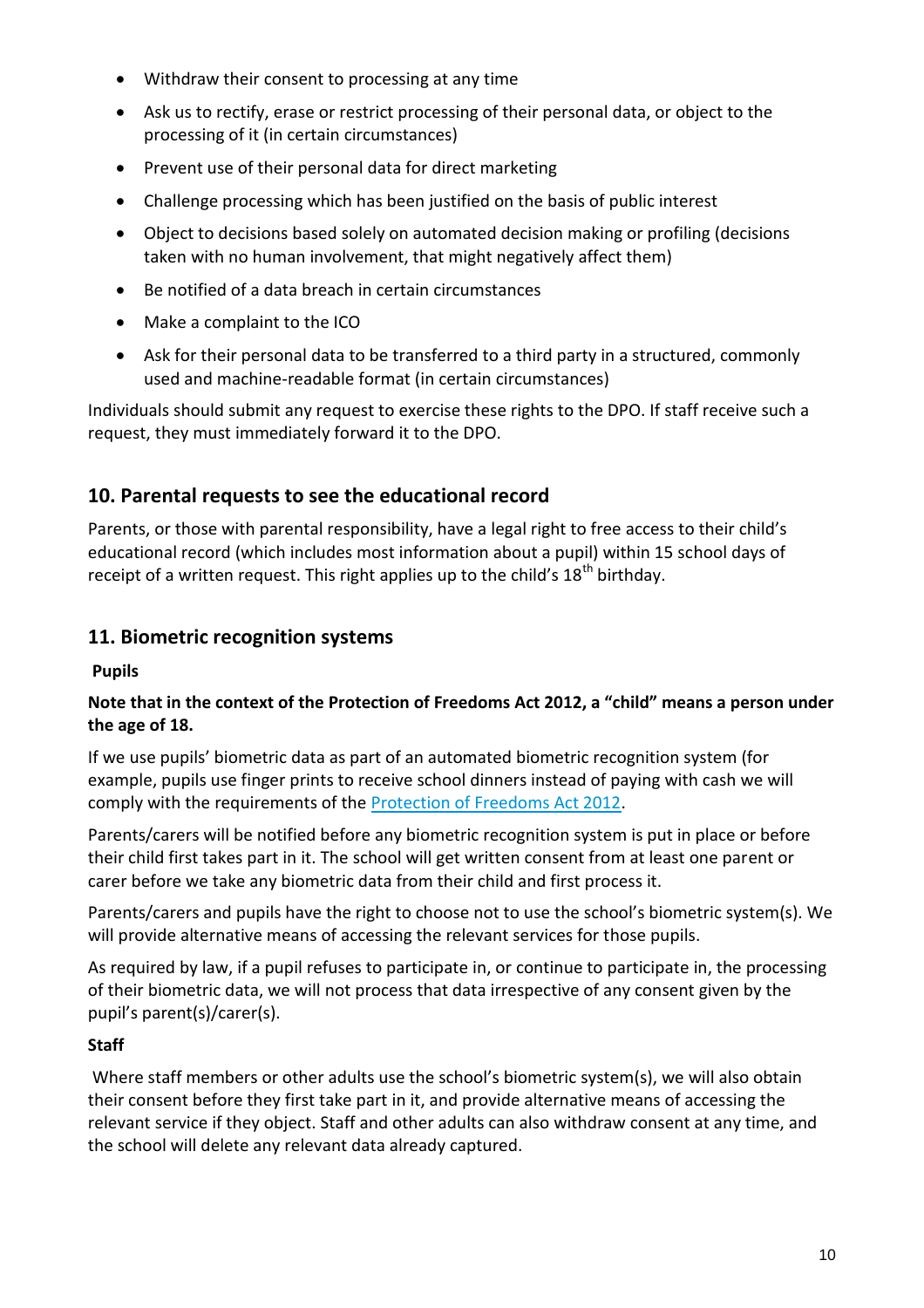- Withdraw their consent to processing at any time
- Ask us to rectify, erase or restrict processing of their personal data, or object to the processing of it (in certain circumstances)
- Prevent use of their personal data for direct marketing
- Challenge processing which has been justified on the basis of public interest
- Object to decisions based solely on automated decision making or profiling (decisions taken with no human involvement, that might negatively affect them)
- Be notified of a data breach in certain circumstances
- Make a complaint to the ICO
- Ask for their personal data to be transferred to a third party in a structured, commonly used and machine-readable format (in certain circumstances)

Individuals should submit any request to exercise these rights to the DPO. If staff receive such a request, they must immediately forward it to the DPO.

## 10. Parental requests to see the educational record

Parents, or those with parental responsibility, have a legal right to free access to their child's educational record (which includes most information about a pupil) within 15 school days of receipt of a written request. This right applies up to the child's 18th birthday.

## 11. Biometric recognition systems

**Pupils**

**Note that in the context of the Protection of Freedoms Act 2012, a "child" means a person under the age of 18.**

If we use pupils' biometric data as part of an automated biometric recognition system (for example, pupils use finger prints to receive school dinners instead of paying with cash we will comply with the requirements of the [Protection of Freedoms Act 2012](Protection of Freedoms Act 2012).

Parents/carers will be notified before any biometric recognition system is put in place or before their child first takes part in it. The school will get written consent from at least one parent or carer before we take any biometric data from their child and first process it.

Parents/carers and pupils have the right to choose not to use the school's biometric system(s). We will provide alternative means of accessing the relevant services for those pupils.

As required by law, if a pupil refuses to participate in, or continue to participate in, the processing of their biometric data, we will not process that data irrespective of any consent given by the pupil's parent(s)/carer(s).

**Staff**

Where staff members or other adults use the school's biometric system(s), we will also obtain their consent before they first take part in it, and provide alternative means of accessing the relevant service if they object. Staff and other adults can also withdraw consent at any time, and the school will delete any relevant data already captured.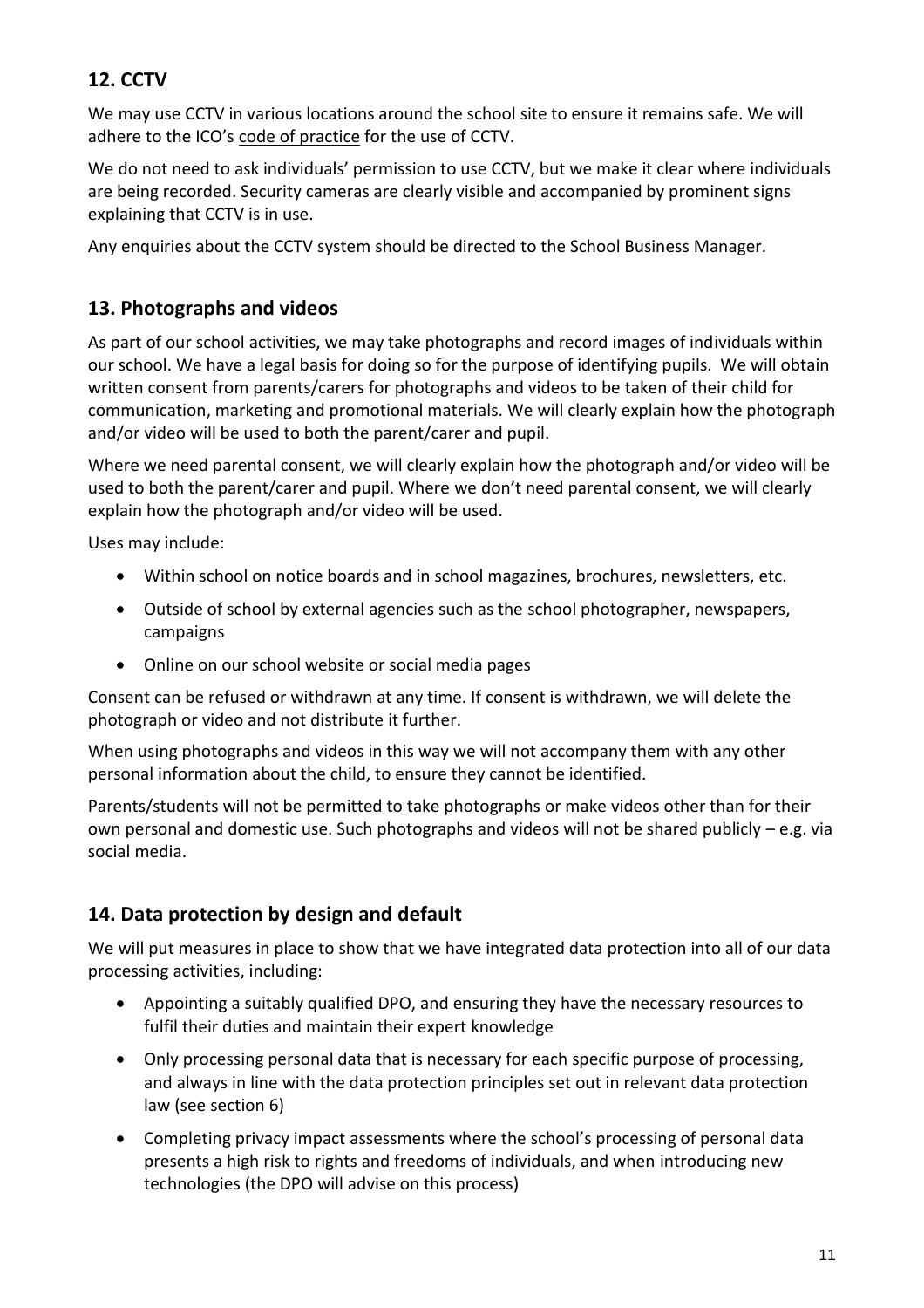## 12. CCTV

We may use CCTV in various locations around the school site to ensure it remains safe. We will adhere to the ICO's code of practice for the use of CCTV.

We do not need to ask individuals' permission to use CCTV, but we make it clear where individuals are being recorded. Security cameras are clearly visible and accompanied by prominent signs explaining that CCTV is in use.

Any enquiries about the CCTV system should be directed to the School Business Manager.

## 13. Photographs and videos

As part of our school activities, we may take photographs and record images of individuals within our school. We have a legal basis for doing so for the purpose of identifying pupils. We will obtain written consent from parents/carers for photographs and videos to be taken of their child for communication, marketing and promotional materials. We will clearly explain how the photograph and/or video will be used to both the parent/carer and pupil.

Where we need parental consent, we will clearly explain how the photograph and/or video will be used to both the parent/carer and pupil. Where we don't need parental consent, we will clearly explain how the photograph and/or video will be used.

Uses may include:

- Within school on notice boards and in school magazines, brochures, newsletters, etc.
- Outside of school by external agencies such as the school photographer, newspapers, campaigns
- Online on our school website or social media pages

Consent can be refused or withdrawn at any time. If consent is withdrawn, we will delete the photograph or video and not distribute it further.

When using photographs and videos in this way we will not accompany them with any other personal information about the child, to ensure they cannot be identified.

Parents/students will not be permitted to take photographs or make videos other than for their own personal and domestic use. Such photographs and videos will not be shared publicly – e.g. via social media.

## 14. Data protection by design and default

We will put measures in place to show that we have integrated data protection into all of our data processing activities, including:

- Appointing a suitably qualified DPO, and ensuring they have the necessary resources to fulfil their duties and maintain their expert knowledge
- Only processing personal data that is necessary for each specific purpose of processing, and always in line with the data protection principles set out in relevant data protection law (see section 6)
- Completing privacy impact assessments where the school's processing of personal data presents a high risk to rights and freedoms of individuals, and when introducing new technologies (the DPO will advise on this process)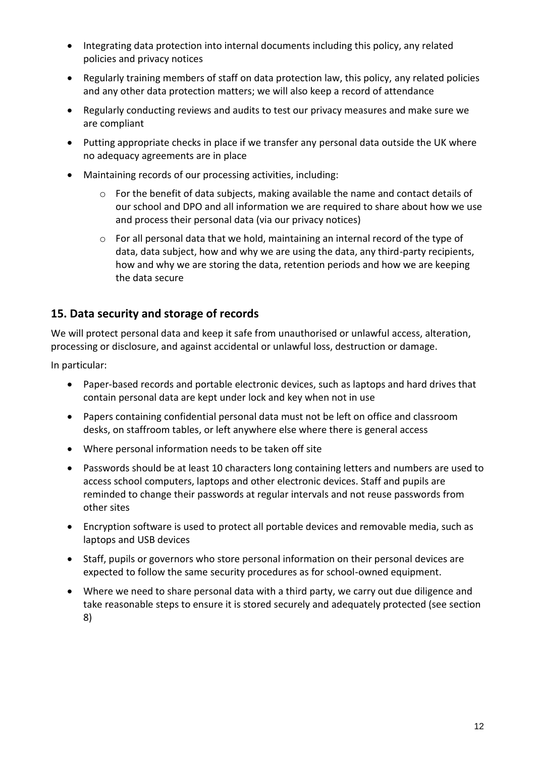- Integrating data protection into internal documents including this policy, any related policies and privacy notices
- Regularly training members of staff on data protection law, this policy, any related policies and any other data protection matters; we will also keep a record of attendance
- Regularly conducting reviews and audits to test our privacy measures and make sure we are compliant
- Putting appropriate checks in place if we transfer any personal data outside the UK where no adequacy agreements are in place
- Maintaining records of our processing activities, including:
    - For the benefit of data subjects, making available the name and contact details of our school and DPO and all information we are required to share about how we use and process their personal data (via our privacy notices)
    - For all personal data that we hold, maintaining an internal record of the type of data, data subject, how and why we are using the data, any third-party recipients, how and why we are storing the data, retention periods and how we are keeping the data secure

## 15. Data security and storage of records

We will protect personal data and keep it safe from unauthorised or unlawful access, alteration, processing or disclosure, and against accidental or unlawful loss, destruction or damage.

In particular:

- Paper-based records and portable electronic devices, such as laptops and hard drives that contain personal data are kept under lock and key when not in use
- Papers containing confidential personal data must not be left on office and classroom desks, on staffroom tables, or left anywhere else where there is general access
- Where personal information needs to be taken off site
- Passwords should be at least 10 characters long containing letters and numbers are used to access school computers, laptops and other electronic devices. Staff and pupils are reminded to change their passwords at regular intervals and not reuse passwords from other sites
- Encryption software is used to protect all portable devices and removable media, such as laptops and USB devices
- Staff, pupils or governors who store personal information on their personal devices are expected to follow the same security procedures as for school-owned equipment.
- Where we need to share personal data with a third party, we carry out due diligence and take reasonable steps to ensure it is stored securely and adequately protected (see section 8)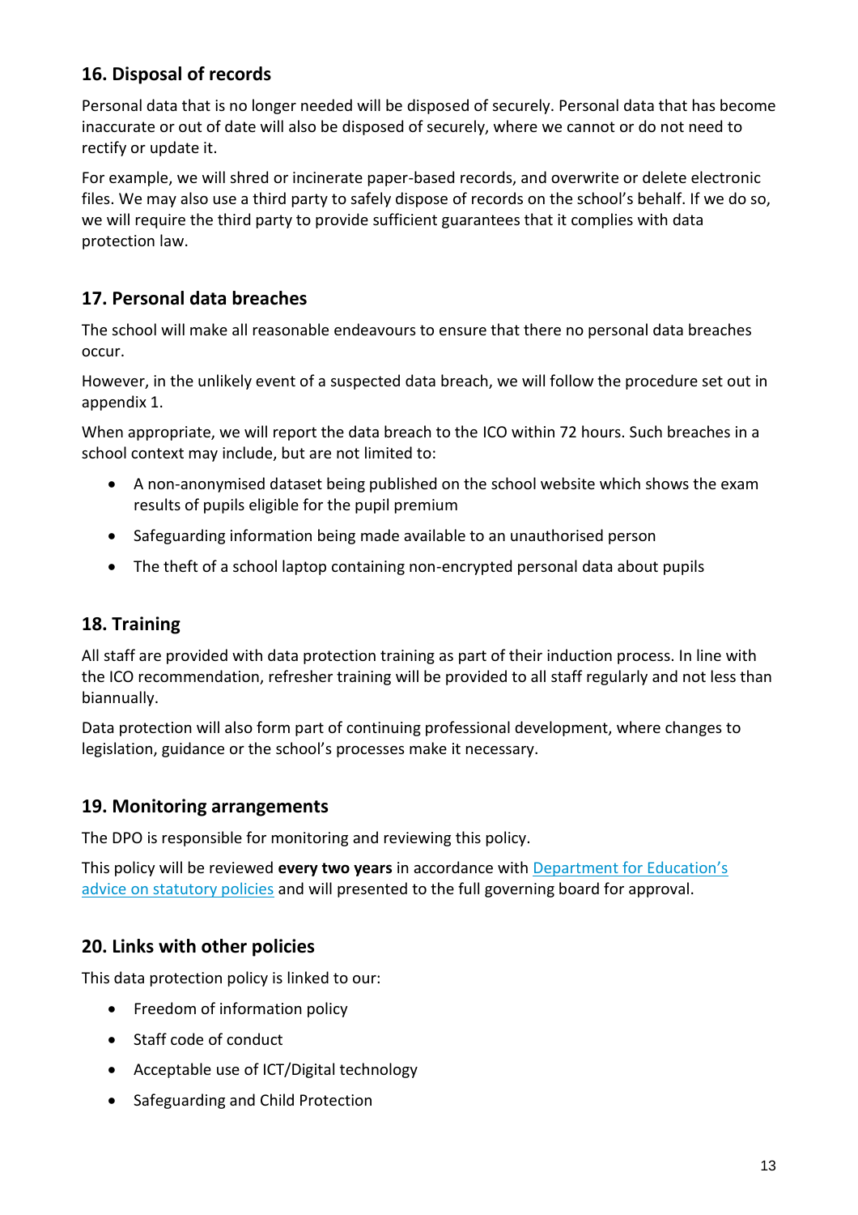## 16. Disposal of records

Personal data that is no longer needed will be disposed of securely. Personal data that has become inaccurate or out of date will also be disposed of securely, where we cannot or do not need to rectify or update it.

For example, we will shred or incinerate paper-based records, and overwrite or delete electronic files. We may also use a third party to safely dispose of records on the school's behalf. If we do so, we will require the third party to provide sufficient guarantees that it complies with data protection law.

## 17. Personal data breaches

The school will make all reasonable endeavours to ensure that there no personal data breaches occur.

However, in the unlikely event of a suspected data breach, we will follow the procedure set out in appendix 1.

When appropriate, we will report the data breach to the ICO within 72 hours. Such breaches in a school context may include, but are not limited to:

- A non-anonymised dataset being published on the school website which shows the exam results of pupils eligible for the pupil premium
- Safeguarding information being made available to an unauthorised person
- The theft of a school laptop containing non-encrypted personal data about pupils

## 18. Training

All staff are provided with data protection training as part of their induction process. In line with the ICO recommendation, refresher training will be provided to all staff regularly and not less than biannually.

Data protection will also form part of continuing professional development, where changes to legislation, guidance or the school's processes make it necessary.

## 19. Monitoring arrangements

The DPO is responsible for monitoring and reviewing this policy.

This policy will be reviewed **every two years** in accordance with Department for Education's advice on statutory policies and will presented to the full governing board for approval.

## 20. Links with other policies

This data protection policy is linked to our:

- Freedom of information policy
- Staff code of conduct
- Acceptable use of ICT/Digital technology
- Safeguarding and Child Protection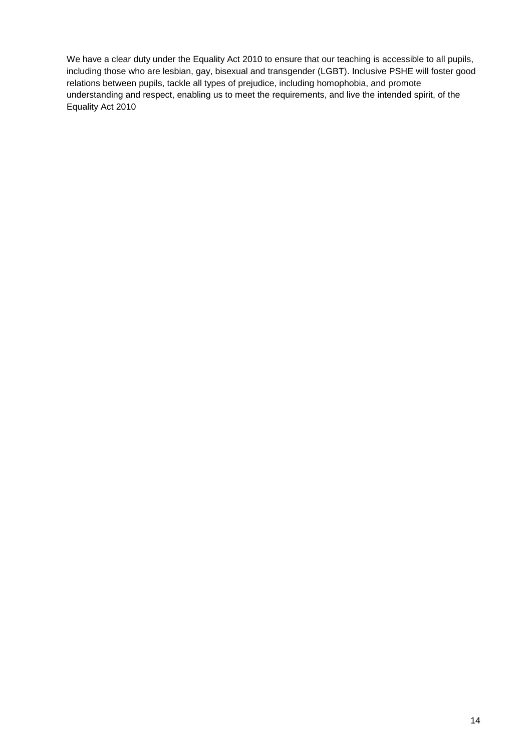We have a clear duty under the Equality Act 2010 to ensure that our teaching is accessible to all pupils, including those who are lesbian, gay, bisexual and transgender (LGBT). Inclusive PSHE will foster good relations between pupils, tackle all types of prejudice, including homophobia, and promote understanding and respect, enabling us to meet the requirements, and live the intended spirit, of the Equality Act 2010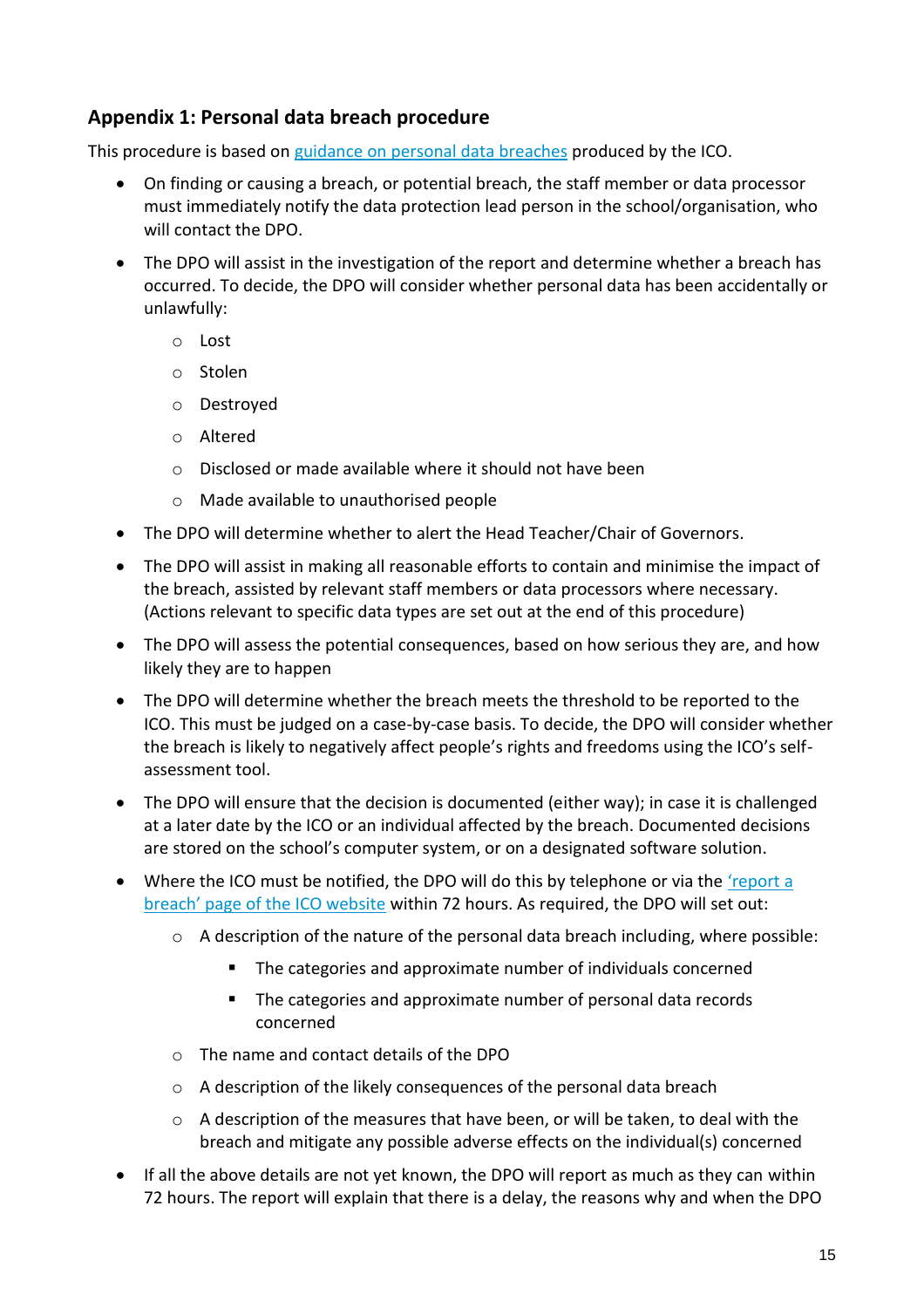## Appendix 1: Personal data breach procedure

This procedure is based on [guidance on personal data breaches]() produced by the ICO.

- On finding or causing a breach, or potential breach, the staff member or data processor must immediately notify the data protection lead person in the school/organisation, who will contact the DPO.
- The DPO will assist in the investigation of the report and determine whether a breach has occurred. To decide, the DPO will consider whether personal data has been accidentally or unlawfully:
    - Lost
    - Stolen
    - Destroyed
    - Altered
    - Disclosed or made available where it should not have been
    - Made available to unauthorised people
- The DPO will determine whether to alert the Head Teacher/Chair of Governors.
- The DPO will assist in making all reasonable efforts to contain and minimise the impact of the breach, assisted by relevant staff members or data processors where necessary. (Actions relevant to specific data types are set out at the end of this procedure)
- The DPO will assess the potential consequences, based on how serious they are, and how likely they are to happen
- The DPO will determine whether the breach meets the threshold to be reported to the ICO. This must be judged on a case-by-case basis. To decide, the DPO will consider whether the breach is likely to negatively affect people's rights and freedoms using the ICO's self-assessment tool.
- The DPO will ensure that the decision is documented (either way); in case it is challenged at a later date by the ICO or an individual affected by the breach. Documented decisions are stored on the school's computer system, or on a designated software solution.
- Where the ICO must be notified, the DPO will do this by telephone or via the ['report a breach' page of the ICO website]() within 72 hours. As required, the DPO will set out:
    - A description of the nature of the personal data breach including, where possible:
        - The categories and approximate number of individuals concerned
        - The categories and approximate number of personal data records concerned
    - The name and contact details of the DPO
    - A description of the likely consequences of the personal data breach
    - A description of the measures that have been, or will be taken, to deal with the breach and mitigate any possible adverse effects on the individual(s) concerned
- If all the above details are not yet known, the DPO will report as much as they can within 72 hours. The report will explain that there is a delay, the reasons why and when the DPO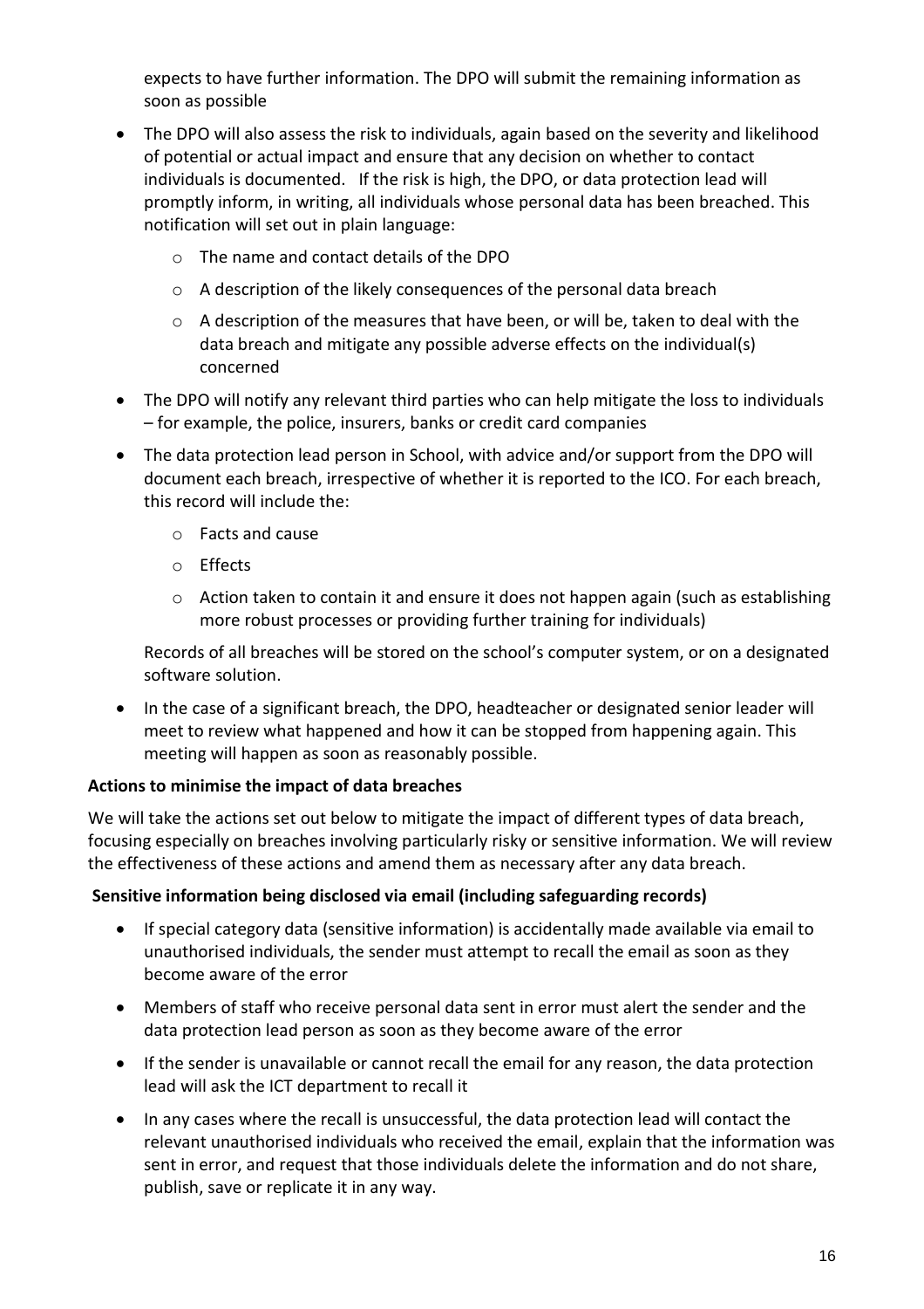expects to have further information. The DPO will submit the remaining information as soon as possible

- The DPO will also assess the risk to individuals, again based on the severity and likelihood of potential or actual impact and ensure that any decision on whether to contact individuals is documented. If the risk is high, the DPO, or data protection lead will promptly inform, in writing, all individuals whose personal data has been breached. This notification will set out in plain language:
    - The name and contact details of the DPO
    - A description of the likely consequences of the personal data breach
    - A description of the measures that have been, or will be, taken to deal with the data breach and mitigate any possible adverse effects on the individual(s) concerned
- The DPO will notify any relevant third parties who can help mitigate the loss to individuals – for example, the police, insurers, banks or credit card companies
- The data protection lead person in School, with advice and/or support from the DPO will document each breach, irrespective of whether it is reported to the ICO. For each breach, this record will include the:
    - Facts and cause
    - Effects
    - Action taken to contain it and ensure it does not happen again (such as establishing more robust processes or providing further training for individuals)

  Records of all breaches will be stored on the school's computer system, or on a designated software solution.
- In the case of a significant breach, the DPO, headteacher or designated senior leader will meet to review what happened and how it can be stopped from happening again. This meeting will happen as soon as reasonably possible.

**Actions to minimise the impact of data breaches**

We will take the actions set out below to mitigate the impact of different types of data breach, focusing especially on breaches involving particularly risky or sensitive information. We will review the effectiveness of these actions and amend them as necessary after any data breach.

**Sensitive information being disclosed via email (including safeguarding records)**

- If special category data (sensitive information) is accidentally made available via email to unauthorised individuals, the sender must attempt to recall the email as soon as they become aware of the error
- Members of staff who receive personal data sent in error must alert the sender and the data protection lead person as soon as they become aware of the error
- If the sender is unavailable or cannot recall the email for any reason, the data protection lead will ask the ICT department to recall it
- In any cases where the recall is unsuccessful, the data protection lead will contact the relevant unauthorised individuals who received the email, explain that the information was sent in error, and request that those individuals delete the information and do not share, publish, save or replicate it in any way.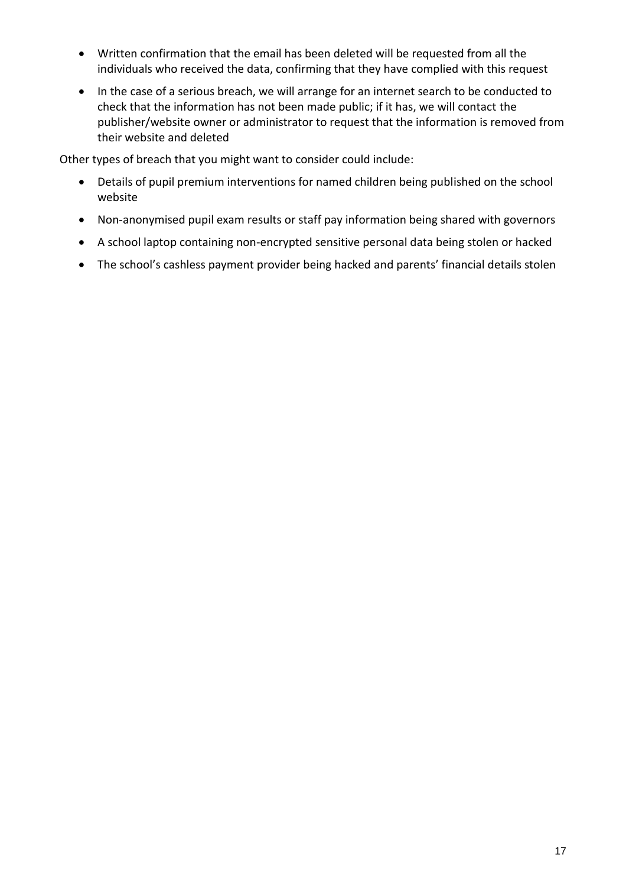- Written confirmation that the email has been deleted will be requested from all the individuals who received the data, confirming that they have complied with this request
- In the case of a serious breach, we will arrange for an internet search to be conducted to check that the information has not been made public; if it has, we will contact the publisher/website owner or administrator to request that the information is removed from their website and deleted

Other types of breach that you might want to consider could include:

- Details of pupil premium interventions for named children being published on the school website
- Non-anonymised pupil exam results or staff pay information being shared with governors
- A school laptop containing non-encrypted sensitive personal data being stolen or hacked
- The school's cashless payment provider being hacked and parents' financial details stolen